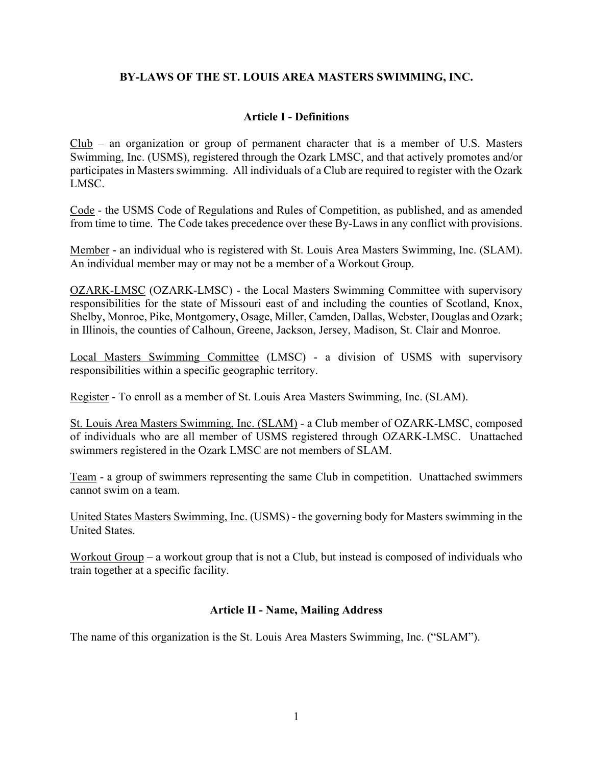# BY-LAWS OF THE ST. LOUIS AREA MASTERS SWIMMING, INC.

## Article I - Definitions

Club – an organization or group of permanent character that is a member of U.S. Masters Swimming, Inc. (USMS), registered through the Ozark LMSC, and that actively promotes and/or participates in Masters swimming. All individuals of a Club are required to register with the Ozark LMSC.

Code - the USMS Code of Regulations and Rules of Competition, as published, and as amended from time to time. The Code takes precedence over these By-Laws in any conflict with provisions.

Member - an individual who is registered with St. Louis Area Masters Swimming, Inc. (SLAM). An individual member may or may not be a member of a Workout Group.

OZARK-LMSC (OZARK-LMSC) - the Local Masters Swimming Committee with supervisory responsibilities for the state of Missouri east of and including the counties of Scotland, Knox, Shelby, Monroe, Pike, Montgomery, Osage, Miller, Camden, Dallas, Webster, Douglas and Ozark; in Illinois, the counties of Calhoun, Greene, Jackson, Jersey, Madison, St. Clair and Monroe.

Local Masters Swimming Committee (LMSC) - a division of USMS with supervisory responsibilities within a specific geographic territory.

Register - To enroll as a member of St. Louis Area Masters Swimming, Inc. (SLAM).

St. Louis Area Masters Swimming, Inc. (SLAM) - a Club member of OZARK-LMSC, composed of individuals who are all member of USMS registered through OZARK-LMSC. Unattached swimmers registered in the Ozark LMSC are not members of SLAM.

Team - a group of swimmers representing the same Club in competition. Unattached swimmers cannot swim on a team.

United States Masters Swimming, Inc. (USMS) - the governing body for Masters swimming in the United States.

Workout Group – a workout group that is not a Club, but instead is composed of individuals who train together at a specific facility.

## Article II - Name, Mailing Address

The name of this organization is the St. Louis Area Masters Swimming, Inc. ("SLAM").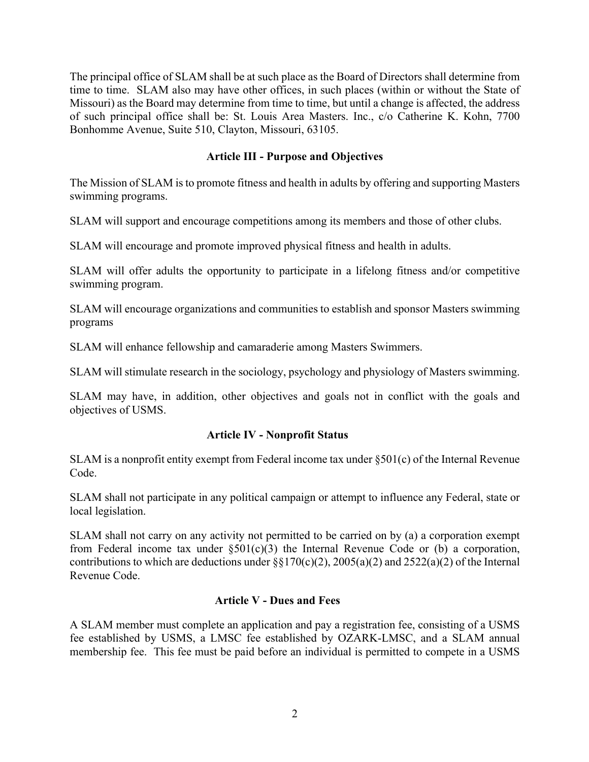The principal office of SLAM shall be at such place as the Board of Directors shall determine from time to time. SLAM also may have other offices, in such places (within or without the State of Missouri) as the Board may determine from time to time, but until a change is affected, the address of such principal office shall be: St. Louis Area Masters. Inc., c/o Catherine K. Kohn, 7700 Bonhomme Avenue, Suite 510, Clayton, Missouri, 63105.

### Article III - Purpose and Objectives

The Mission of SLAM is to promote fitness and health in adults by offering and supporting Masters swimming programs.

SLAM will support and encourage competitions among its members and those of other clubs.

SLAM will encourage and promote improved physical fitness and health in adults.

SLAM will offer adults the opportunity to participate in a lifelong fitness and/or competitive swimming program.

SLAM will encourage organizations and communities to establish and sponsor Masters swimming programs

SLAM will enhance fellowship and camaraderie among Masters Swimmers.

SLAM will stimulate research in the sociology, psychology and physiology of Masters swimming.

SLAM may have, in addition, other objectives and goals not in conflict with the goals and objectives of USMS.

### Article IV - Nonprofit Status

SLAM is a nonprofit entity exempt from Federal income tax under §501(c) of the Internal Revenue Code.

SLAM shall not participate in any political campaign or attempt to influence any Federal, state or local legislation.

SLAM shall not carry on any activity not permitted to be carried on by (a) a corporation exempt from Federal income tax under §501(c)(3) the Internal Revenue Code or (b) a corporation, contributions to which are deductions under §§170(c)(2), 2005(a)(2) and 2522(a)(2) of the Internal Revenue Code.

### Article V - Dues and Fees

A SLAM member must complete an application and pay a registration fee, consisting of a USMS fee established by USMS, a LMSC fee established by OZARK-LMSC, and a SLAM annual membership fee. This fee must be paid before an individual is permitted to compete in a USMS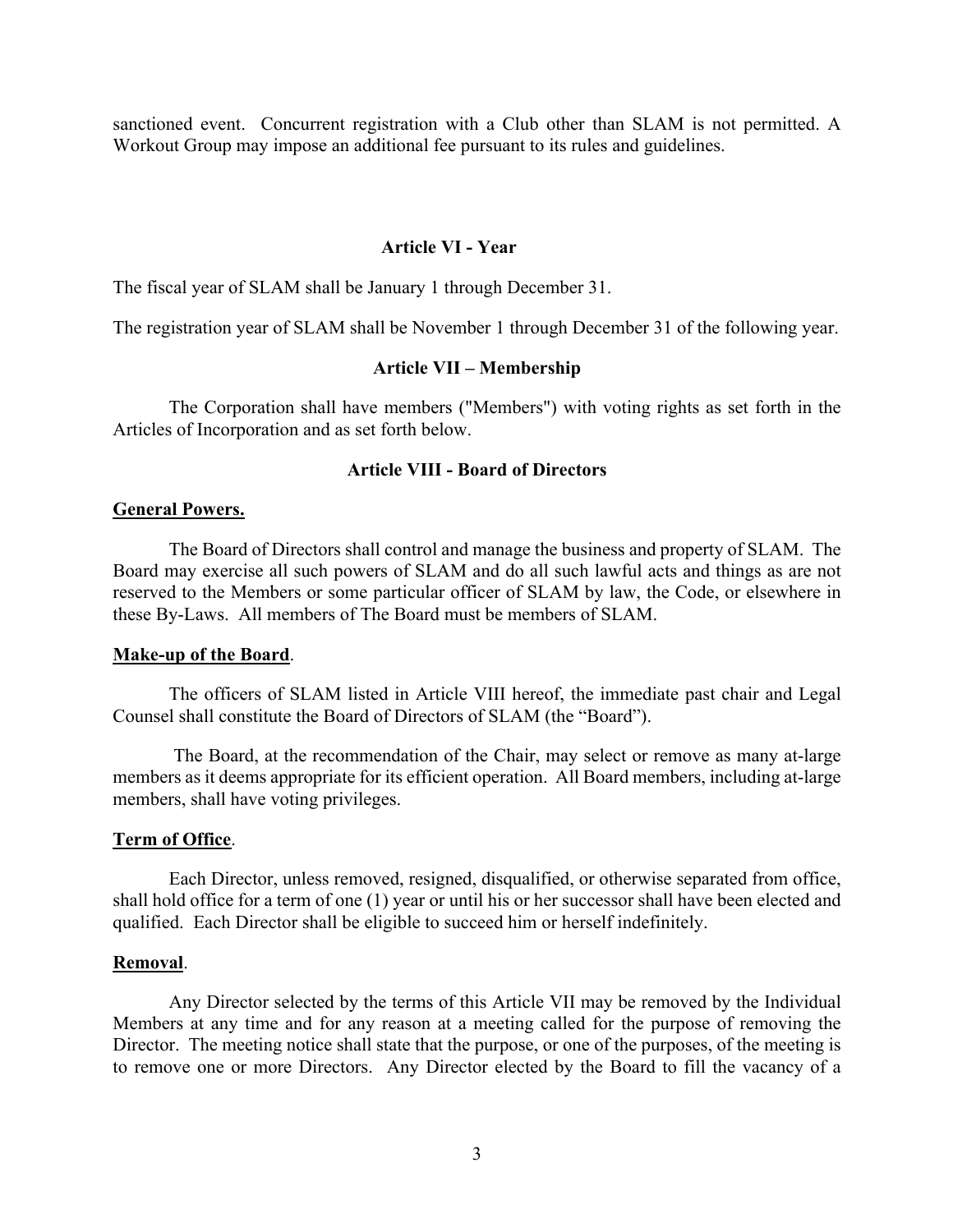sanctioned event. Concurrent registration with a Club other than SLAM is not permitted. A Workout Group may impose an additional fee pursuant to its rules and guidelines.

## Article VI - Year

The fiscal year of SLAM shall be January 1 through December 31.

The registration year of SLAM shall be November 1 through December 31 of the following year.

## Article VII – Membership

The Corporation shall have members ("Members") with voting rights as set forth in the Articles of Incorporation and as set forth below.

## Article VIII - Board of Directors

### General Powers.

The Board of Directors shall control and manage the business and property of SLAM. The Board may exercise all such powers of SLAM and do all such lawful acts and things as are not reserved to the Members or some particular officer of SLAM by law, the Code, or elsewhere in these By-Laws. All members of The Board must be members of SLAM.

### Make-up of the Board.

The officers of SLAM listed in Article VIII hereof, the immediate past chair and Legal Counsel shall constitute the Board of Directors of SLAM (the "Board").

The Board, at the recommendation of the Chair, may select or remove as many at-large members as it deems appropriate for its efficient operation. All Board members, including at-large members, shall have voting privileges.

### Term of Office.

Each Director, unless removed, resigned, disqualified, or otherwise separated from office, shall hold office for a term of one (1) year or until his or her successor shall have been elected and qualified. Each Director shall be eligible to succeed him or herself indefinitely.

### Removal.

Any Director selected by the terms of this Article VII may be removed by the Individual Members at any time and for any reason at a meeting called for the purpose of removing the Director. The meeting notice shall state that the purpose, or one of the purposes, of the meeting is to remove one or more Directors. Any Director elected by the Board to fill the vacancy of a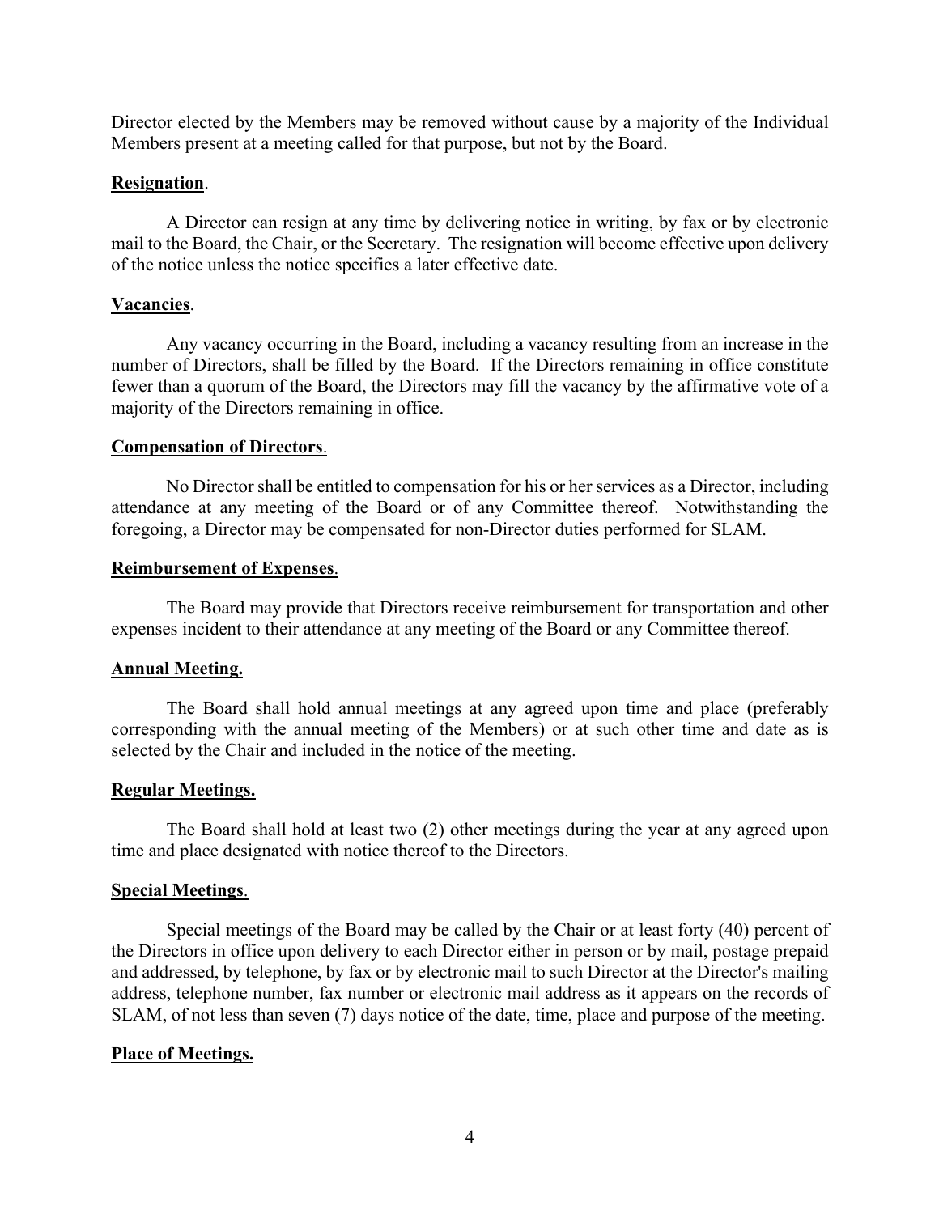Director elected by the Members may be removed without cause by a majority of the Individual Members present at a meeting called for that purpose, but not by the Board.

**Resignation**.

A Director can resign at any time by delivering notice in writing, by fax or by electronic mail to the Board, the Chair, or the Secretary. The resignation will become effective upon delivery of the notice unless the notice specifies a later effective date.

**Vacancies**.

Any vacancy occurring in the Board, including a vacancy resulting from an increase in the number of Directors, shall be filled by the Board. If the Directors remaining in office constitute fewer than a quorum of the Board, the Directors may fill the vacancy by the affirmative vote of a majority of the Directors remaining in office.

**Compensation of Directors**.

No Director shall be entitled to compensation for his or her services as a Director, including attendance at any meeting of the Board or of any Committee thereof. Notwithstanding the foregoing, a Director may be compensated for non-Director duties performed for SLAM.

**Reimbursement of Expenses**.

The Board may provide that Directors receive reimbursement for transportation and other expenses incident to their attendance at any meeting of the Board or any Committee thereof.

**Annual Meeting.**

The Board shall hold annual meetings at any agreed upon time and place (preferably corresponding with the annual meeting of the Members) or at such other time and date as is selected by the Chair and included in the notice of the meeting.

**Regular Meetings.**

The Board shall hold at least two (2) other meetings during the year at any agreed upon time and place designated with notice thereof to the Directors.

**Special Meetings**.

Special meetings of the Board may be called by the Chair or at least forty (40) percent of the Directors in office upon delivery to each Director either in person or by mail, postage prepaid and addressed, by telephone, by fax or by electronic mail to such Director at the Director's mailing address, telephone number, fax number or electronic mail address as it appears on the records of SLAM, of not less than seven (7) days notice of the date, time, place and purpose of the meeting.

**Place of Meetings.**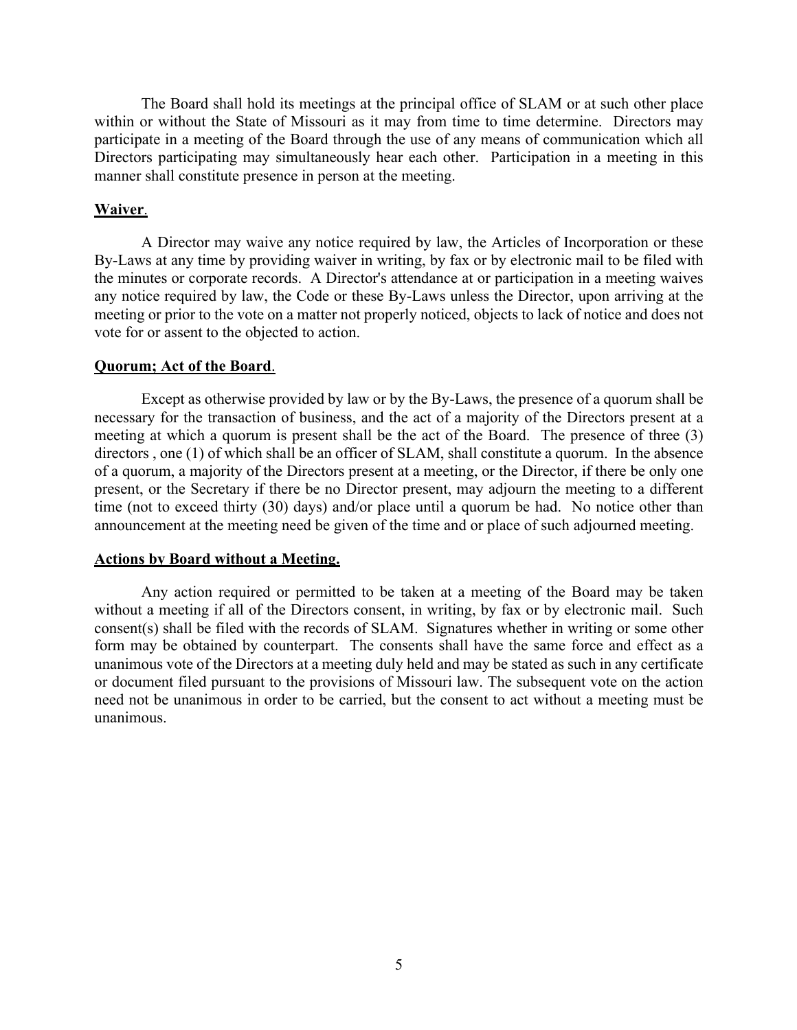The Board shall hold its meetings at the principal office of SLAM or at such other place within or without the State of Missouri as it may from time to time determine. Directors may participate in a meeting of the Board through the use of any means of communication which all Directors participating may simultaneously hear each other. Participation in a meeting in this manner shall constitute presence in person at the meeting.

**Waiver**.

A Director may waive any notice required by law, the Articles of Incorporation or these By-Laws at any time by providing waiver in writing, by fax or by electronic mail to be filed with the minutes or corporate records. A Director's attendance at or participation in a meeting waives any notice required by law, the Code or these By-Laws unless the Director, upon arriving at the meeting or prior to the vote on a matter not properly noticed, objects to lack of notice and does not vote for or assent to the objected to action.

**Quorum; Act of the Board**.

Except as otherwise provided by law or by the By-Laws, the presence of a quorum shall be necessary for the transaction of business, and the act of a majority of the Directors present at a meeting at which a quorum is present shall be the act of the Board. The presence of three (3) directors , one (1) of which shall be an officer of SLAM, shall constitute a quorum. In the absence of a quorum, a majority of the Directors present at a meeting, or the Director, if there be only one present, or the Secretary if there be no Director present, may adjourn the meeting to a different time (not to exceed thirty (30) days) and/or place until a quorum be had. No notice other than announcement at the meeting need be given of the time and or place of such adjourned meeting.

**Actions by Board without a Meeting.**

Any action required or permitted to be taken at a meeting of the Board may be taken without a meeting if all of the Directors consent, in writing, by fax or by electronic mail. Such consent(s) shall be filed with the records of SLAM. Signatures whether in writing or some other form may be obtained by counterpart. The consents shall have the same force and effect as a unanimous vote of the Directors at a meeting duly held and may be stated as such in any certificate or document filed pursuant to the provisions of Missouri law. The subsequent vote on the action need not be unanimous in order to be carried, but the consent to act without a meeting must be unanimous.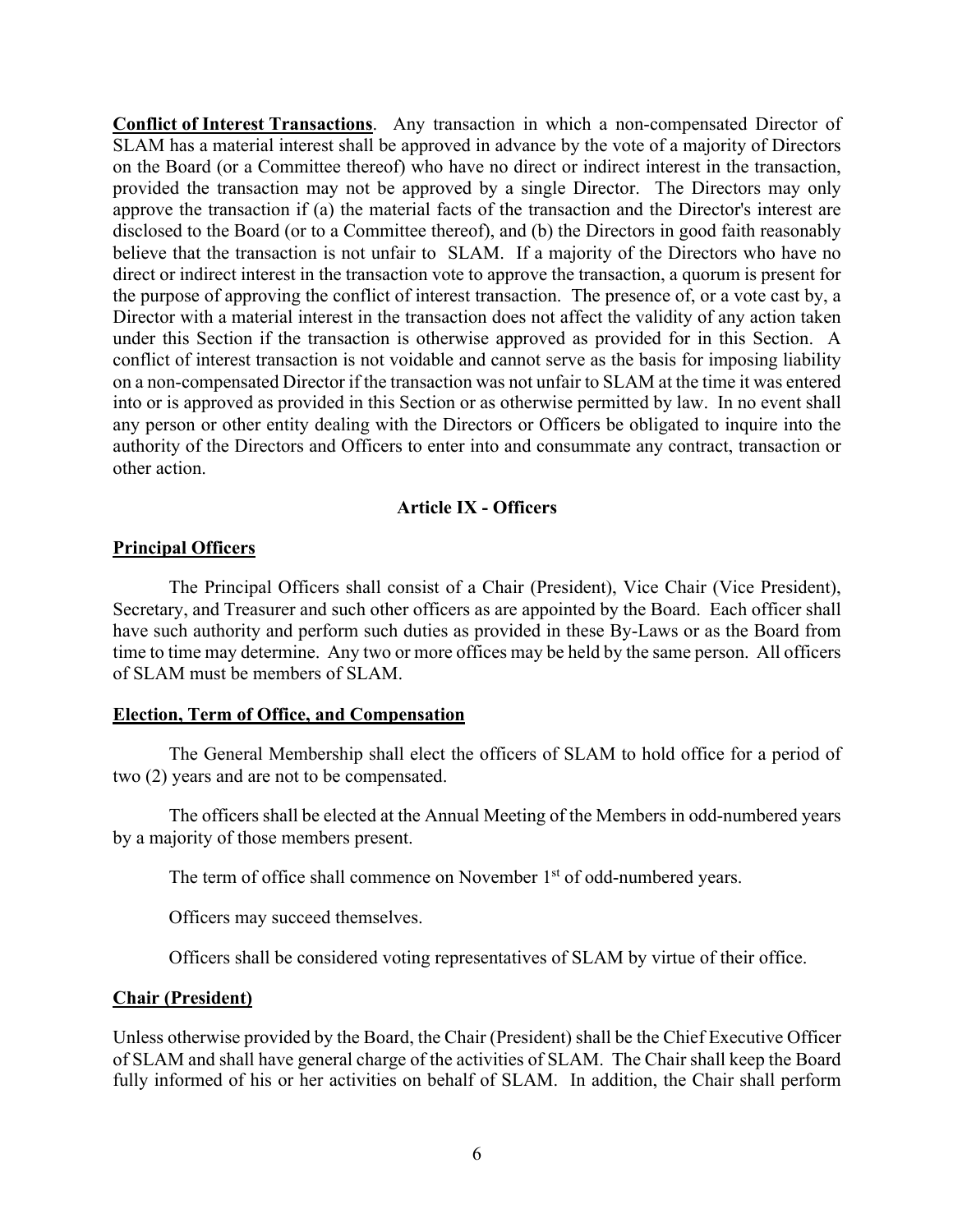**Conflict of Interest Transactions**. Any transaction in which a non-compensated Director of SLAM has a material interest shall be approved in advance by the vote of a majority of Directors on the Board (or a Committee thereof) who have no direct or indirect interest in the transaction, provided the transaction may not be approved by a single Director. The Directors may only approve the transaction if (a) the material facts of the transaction and the Director's interest are disclosed to the Board (or to a Committee thereof), and (b) the Directors in good faith reasonably believe that the transaction is not unfair to SLAM. If a majority of the Directors who have no direct or indirect interest in the transaction vote to approve the transaction, a quorum is present for the purpose of approving the conflict of interest transaction. The presence of, or a vote cast by, a Director with a material interest in the transaction does not affect the validity of any action taken under this Section if the transaction is otherwise approved as provided for in this Section. A conflict of interest transaction is not voidable and cannot serve as the basis for imposing liability on a non-compensated Director if the transaction was not unfair to SLAM at the time it was entered into or is approved as provided in this Section or as otherwise permitted by law. In no event shall any person or other entity dealing with the Directors or Officers be obligated to inquire into the authority of the Directors and Officers to enter into and consummate any contract, transaction or other action.

## Article IX - Officers

### Principal Officers

The Principal Officers shall consist of a Chair (President), Vice Chair (Vice President), Secretary, and Treasurer and such other officers as are appointed by the Board. Each officer shall have such authority and perform such duties as provided in these By-Laws or as the Board from time to time may determine. Any two or more offices may be held by the same person. All officers of SLAM must be members of SLAM.

### Election, Term of Office, and Compensation

The General Membership shall elect the officers of SLAM to hold office for a period of two (2) years and are not to be compensated.

The officers shall be elected at the Annual Meeting of the Members in odd-numbered years by a majority of those members present.

The term of office shall commence on November 1st of odd-numbered years.

Officers may succeed themselves.

Officers shall be considered voting representatives of SLAM by virtue of their office.

### Chair (President)

Unless otherwise provided by the Board, the Chair (President) shall be the Chief Executive Officer of SLAM and shall have general charge of the activities of SLAM. The Chair shall keep the Board fully informed of his or her activities on behalf of SLAM. In addition, the Chair shall perform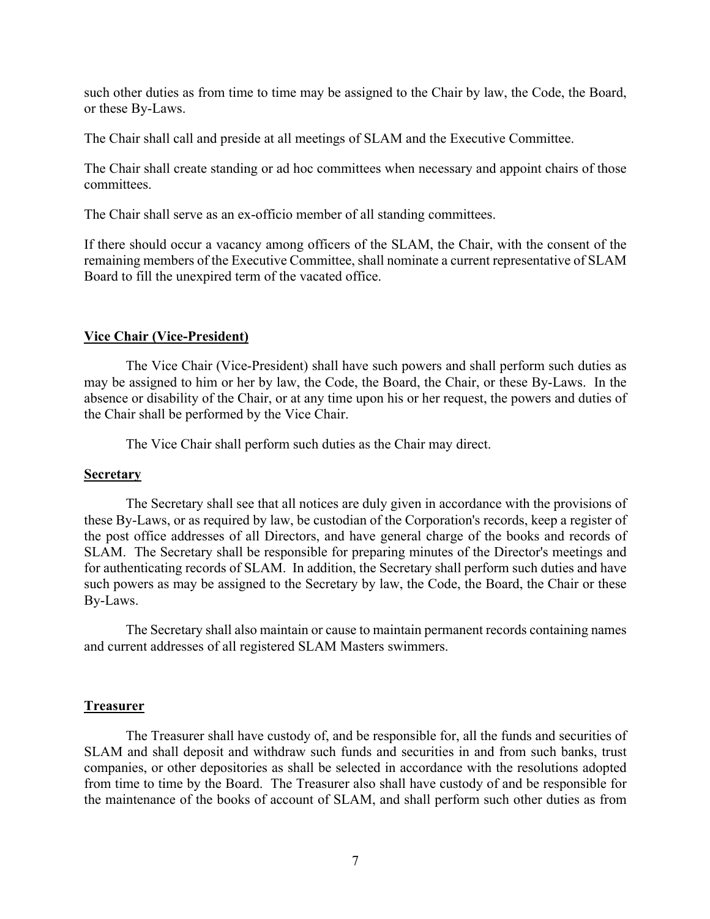such other duties as from time to time may be assigned to the Chair by law, the Code, the Board, or these By-Laws.

The Chair shall call and preside at all meetings of SLAM and the Executive Committee.

The Chair shall create standing or ad hoc committees when necessary and appoint chairs of those committees.

The Chair shall serve as an ex-officio member of all standing committees.

If there should occur a vacancy among officers of the SLAM, the Chair, with the consent of the remaining members of the Executive Committee, shall nominate a current representative of SLAM Board to fill the unexpired term of the vacated office.

**Vice Chair (Vice-President)**

The Vice Chair (Vice-President) shall have such powers and shall perform such duties as may be assigned to him or her by law, the Code, the Board, the Chair, or these By-Laws. In the absence or disability of the Chair, or at any time upon his or her request, the powers and duties of the Chair shall be performed by the Vice Chair.

The Vice Chair shall perform such duties as the Chair may direct.

**Secretary**

The Secretary shall see that all notices are duly given in accordance with the provisions of these By-Laws, or as required by law, be custodian of the Corporation's records, keep a register of the post office addresses of all Directors, and have general charge of the books and records of SLAM. The Secretary shall be responsible for preparing minutes of the Director's meetings and for authenticating records of SLAM. In addition, the Secretary shall perform such duties and have such powers as may be assigned to the Secretary by law, the Code, the Board, the Chair or these By-Laws.

The Secretary shall also maintain or cause to maintain permanent records containing names and current addresses of all registered SLAM Masters swimmers.

**Treasurer**

The Treasurer shall have custody of, and be responsible for, all the funds and securities of SLAM and shall deposit and withdraw such funds and securities in and from such banks, trust companies, or other depositories as shall be selected in accordance with the resolutions adopted from time to time by the Board. The Treasurer also shall have custody of and be responsible for the maintenance of the books of account of SLAM, and shall perform such other duties as from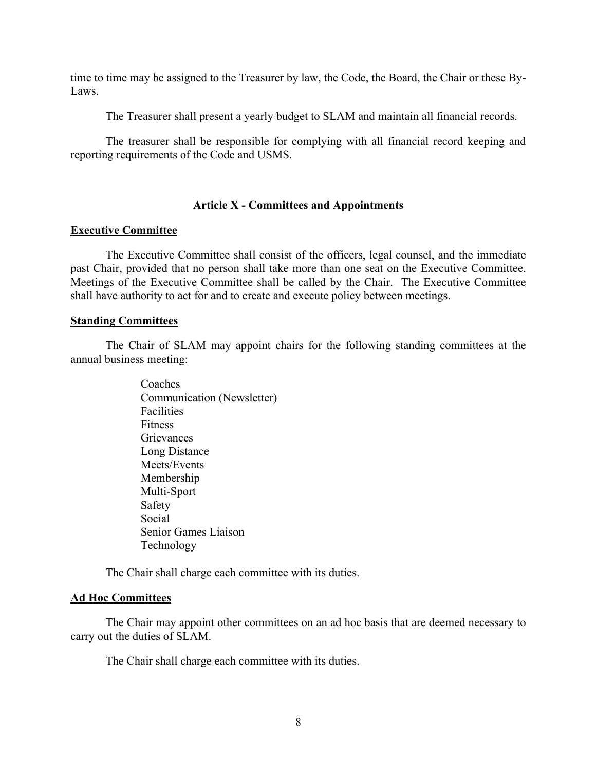time to time may be assigned to the Treasurer by law, the Code, the Board, the Chair or these By-Laws.

The Treasurer shall present a yearly budget to SLAM and maintain all financial records.

The treasurer shall be responsible for complying with all financial record keeping and reporting requirements of the Code and USMS.

## Article X - Committees and Appointments

### Executive Committee

The Executive Committee shall consist of the officers, legal counsel, and the immediate past Chair, provided that no person shall take more than one seat on the Executive Committee. Meetings of the Executive Committee shall be called by the Chair. The Executive Committee shall have authority to act for and to create and execute policy between meetings.

### Standing Committees

The Chair of SLAM may appoint chairs for the following standing committees at the annual business meeting:

- Coaches
- Communication (Newsletter)
- Facilities
- Fitness
- Grievances
- Long Distance
- Meets/Events
- Membership
- Multi-Sport
- Safety
- Social
- Senior Games Liaison
- Technology

The Chair shall charge each committee with its duties.

### Ad Hoc Committees

The Chair may appoint other committees on an ad hoc basis that are deemed necessary to carry out the duties of SLAM.

The Chair shall charge each committee with its duties.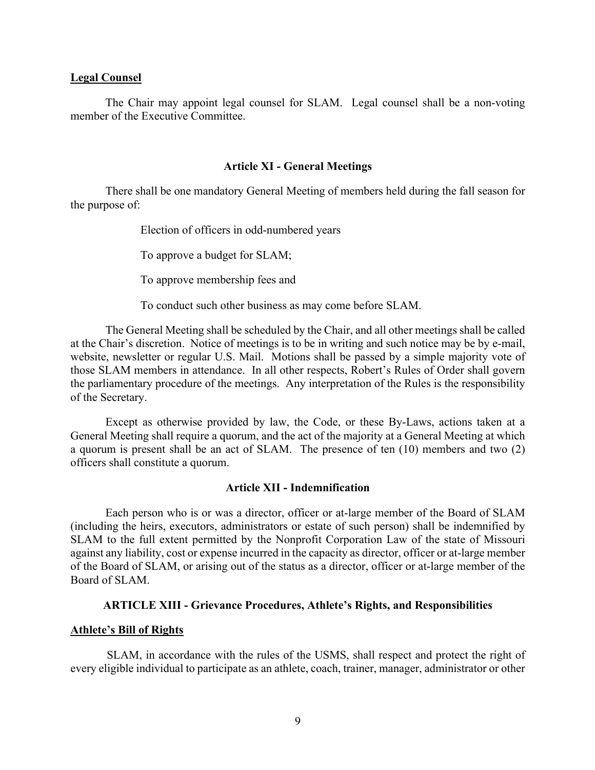**Legal Counsel**

The Chair may appoint legal counsel for SLAM. Legal counsel shall be a non-voting member of the Executive Committee.

## Article XI - General Meetings

There shall be one mandatory General Meeting of members held during the fall season for the purpose of:

Election of officers in odd-numbered years

To approve a budget for SLAM;

To approve membership fees and

To conduct such other business as may come before SLAM.

The General Meeting shall be scheduled by the Chair, and all other meetings shall be called at the Chair's discretion. Notice of meetings is to be in writing and such notice may be by e-mail, website, newsletter or regular U.S. Mail. Motions shall be passed by a simple majority vote of those SLAM members in attendance. In all other respects, Robert's Rules of Order shall govern the parliamentary procedure of the meetings. Any interpretation of the Rules is the responsibility of the Secretary.

Except as otherwise provided by law, the Code, or these By-Laws, actions taken at a General Meeting shall require a quorum, and the act of the majority at a General Meeting at which a quorum is present shall be an act of SLAM. The presence of ten (10) members and two (2) officers shall constitute a quorum.

## Article XII - Indemnification

Each person who is or was a director, officer or at-large member of the Board of SLAM (including the heirs, executors, administrators or estate of such person) shall be indemnified by SLAM to the full extent permitted by the Nonprofit Corporation Law of the state of Missouri against any liability, cost or expense incurred in the capacity as director, officer or at-large member of the Board of SLAM, or arising out of the status as a director, officer or at-large member of the Board of SLAM.

## ARTICLE XIII - Grievance Procedures, Athlete's Rights, and Responsibilities

**Athlete's Bill of Rights**

SLAM, in accordance with the rules of the USMS, shall respect and protect the right of every eligible individual to participate as an athlete, coach, trainer, manager, administrator or other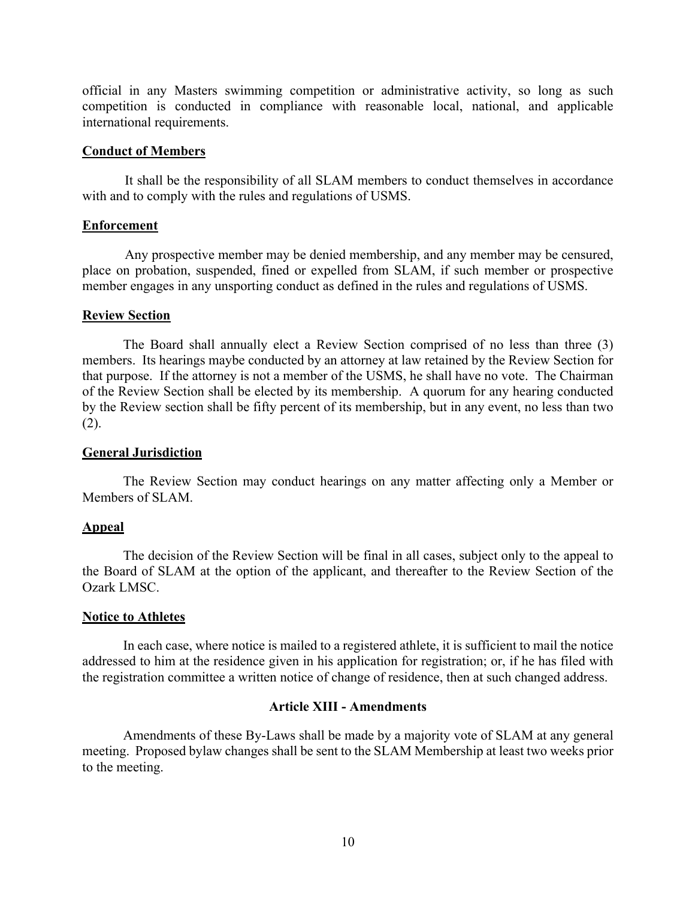official in any Masters swimming competition or administrative activity, so long as such competition is conducted in compliance with reasonable local, national, and applicable international requirements.

**Conduct of Members**

It shall be the responsibility of all SLAM members to conduct themselves in accordance with and to comply with the rules and regulations of USMS.

**Enforcement**

Any prospective member may be denied membership, and any member may be censured, place on probation, suspended, fined or expelled from SLAM, if such member or prospective member engages in any unsporting conduct as defined in the rules and regulations of USMS.

**Review Section**

The Board shall annually elect a Review Section comprised of no less than three (3) members. Its hearings maybe conducted by an attorney at law retained by the Review Section for that purpose. If the attorney is not a member of the USMS, he shall have no vote. The Chairman of the Review Section shall be elected by its membership. A quorum for any hearing conducted by the Review section shall be fifty percent of its membership, but in any event, no less than two (2).

**General Jurisdiction**

The Review Section may conduct hearings on any matter affecting only a Member or Members of SLAM.

**Appeal**

The decision of the Review Section will be final in all cases, subject only to the appeal to the Board of SLAM at the option of the applicant, and thereafter to the Review Section of the Ozark LMSC.

**Notice to Athletes**

In each case, where notice is mailed to a registered athlete, it is sufficient to mail the notice addressed to him at the residence given in his application for registration; or, if he has filed with the registration committee a written notice of change of residence, then at such changed address.

## Article XIII - Amendments

Amendments of these By-Laws shall be made by a majority vote of SLAM at any general meeting. Proposed bylaw changes shall be sent to the SLAM Membership at least two weeks prior to the meeting.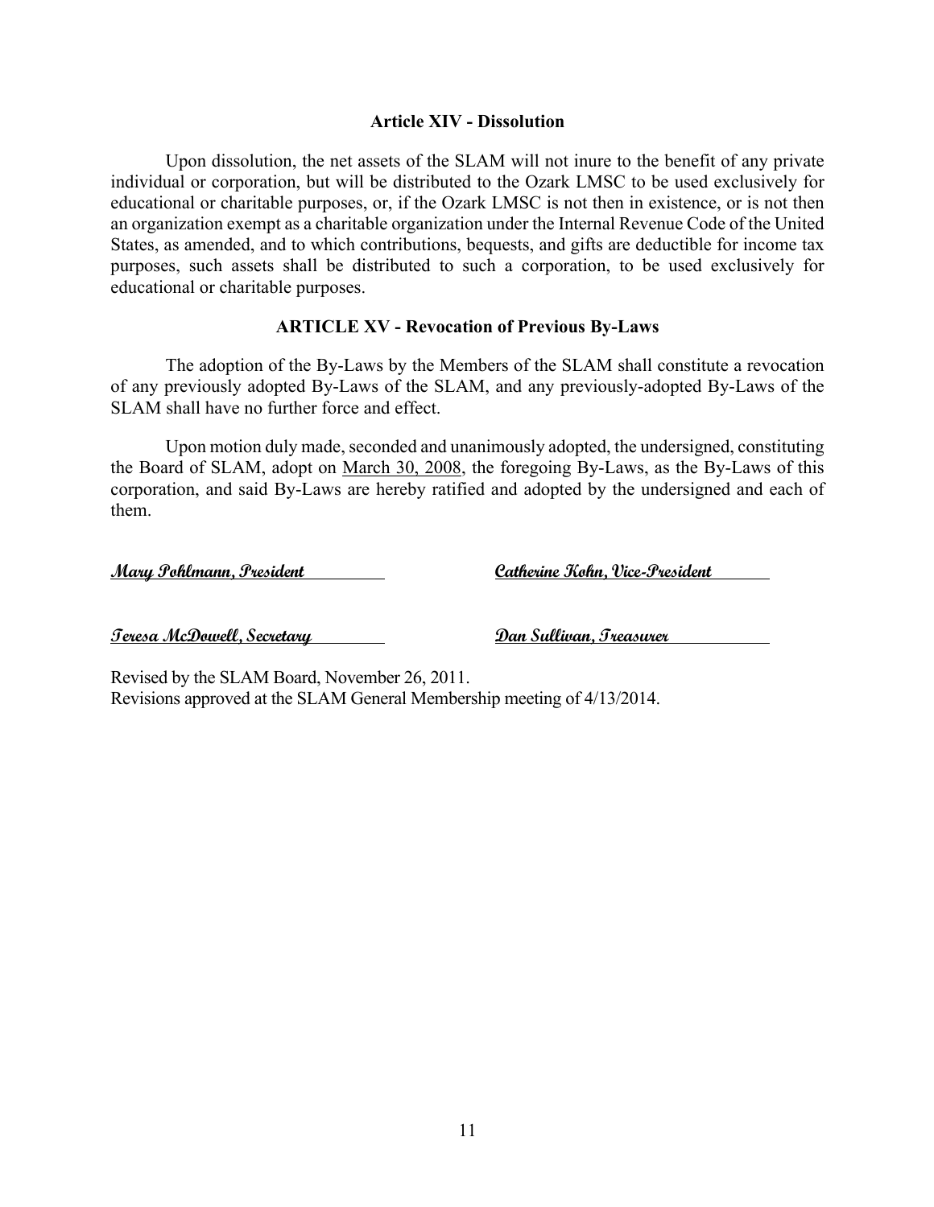**Article XIV - Dissolution**

Upon dissolution, the net assets of the SLAM will not inure to the benefit of any private individual or corporation, but will be distributed to the Ozark LMSC to be used exclusively for educational or charitable purposes, or, if the Ozark LMSC is not then in existence, or is not then an organization exempt as a charitable organization under the Internal Revenue Code of the United States, as amended, and to which contributions, bequests, and gifts are deductible for income tax purposes, such assets shall be distributed to such a corporation, to be used exclusively for educational or charitable purposes.

**ARTICLE XV - Revocation of Previous By-Laws**

The adoption of the By-Laws by the Members of the SLAM shall constitute a revocation of any previously adopted By-Laws of the SLAM, and any previously-adopted By-Laws of the SLAM shall have no further force and effect.

Upon motion duly made, seconded and unanimously adopted, the undersigned, constituting the Board of SLAM, adopt on March 30, 2008, the foregoing By-Laws, as the By-Laws of this corporation, and said By-Laws are hereby ratified and adopted by the undersigned and each of them.

Mary Pohlmann, President

Catherine Kohn, Vice-President

Teresa McDowell, Secretary

Dan Sullivan, Treasurer

Revised by the SLAM Board, November 26, 2011.
Revisions approved at the SLAM General Membership meeting of 4/13/2014.